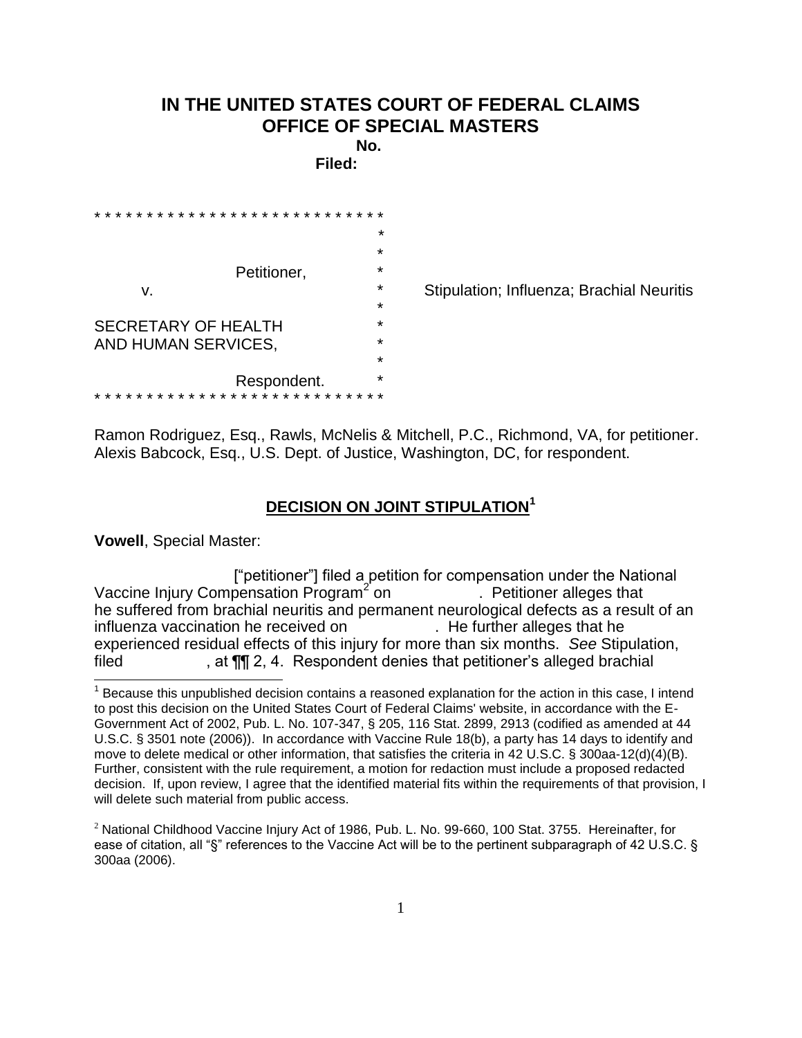# IN THE UNITED STATES COURT OF FEDERAL CLAIMS
# OFFICE OF SPECIAL MASTERS

**No.**

**Filed:**

```
* * * * * * * * * * * * * * * * * * * * * * * * * * * *
                                                      *
                                                      *
                    Petitioner,                       *
        v.                                            *    Stipulation; Influenza; Brachial Neuritis
                                                      *
SECRETARY OF HEALTH                                   *
AND HUMAN SERVICES,                                   *
                                                      *
                    Respondent.                       *
* * * * * * * * * * * * * * * * * * * * * * * * * * * *
```

Ramon Rodriguez, Esq., Rawls, McNelis & Mitchell, P.C., Richmond, VA, for petitioner.
Alexis Babcock, Esq., U.S. Dept. of Justice, Washington, DC, for respondent.

## DECISION ON JOINT STIPULATION[1]

**Vowell**, Special Master:

["petitioner"] filed a petition for compensation under the National Vaccine Injury Compensation Program[2] on . Petitioner alleges that he suffered from brachial neuritis and permanent neurological defects as a result of an influenza vaccination he received on . He further alleges that he experienced residual effects of this injury for more than six months. *See* Stipulation, filed , at ¶¶ 2, 4. Respondent denies that petitioner's alleged brachial

---

[1] Because this unpublished decision contains a reasoned explanation for the action in this case, I intend to post this decision on the United States Court of Federal Claims' website, in accordance with the E-Government Act of 2002, Pub. L. No. 107-347, § 205, 116 Stat. 2899, 2913 (codified as amended at 44 U.S.C. § 3501 note (2006)). In accordance with Vaccine Rule 18(b), a party has 14 days to identify and move to delete medical or other information, that satisfies the criteria in 42 U.S.C. § 300aa-12(d)(4)(B). Further, consistent with the rule requirement, a motion for redaction must include a proposed redacted decision. If, upon review, I agree that the identified material fits within the requirements of that provision, I will delete such material from public access.

[2] National Childhood Vaccine Injury Act of 1986, Pub. L. No. 99-660, 100 Stat. 3755. Hereinafter, for ease of citation, all "§" references to the Vaccine Act will be to the pertinent subparagraph of 42 U.S.C. § 300aa (2006).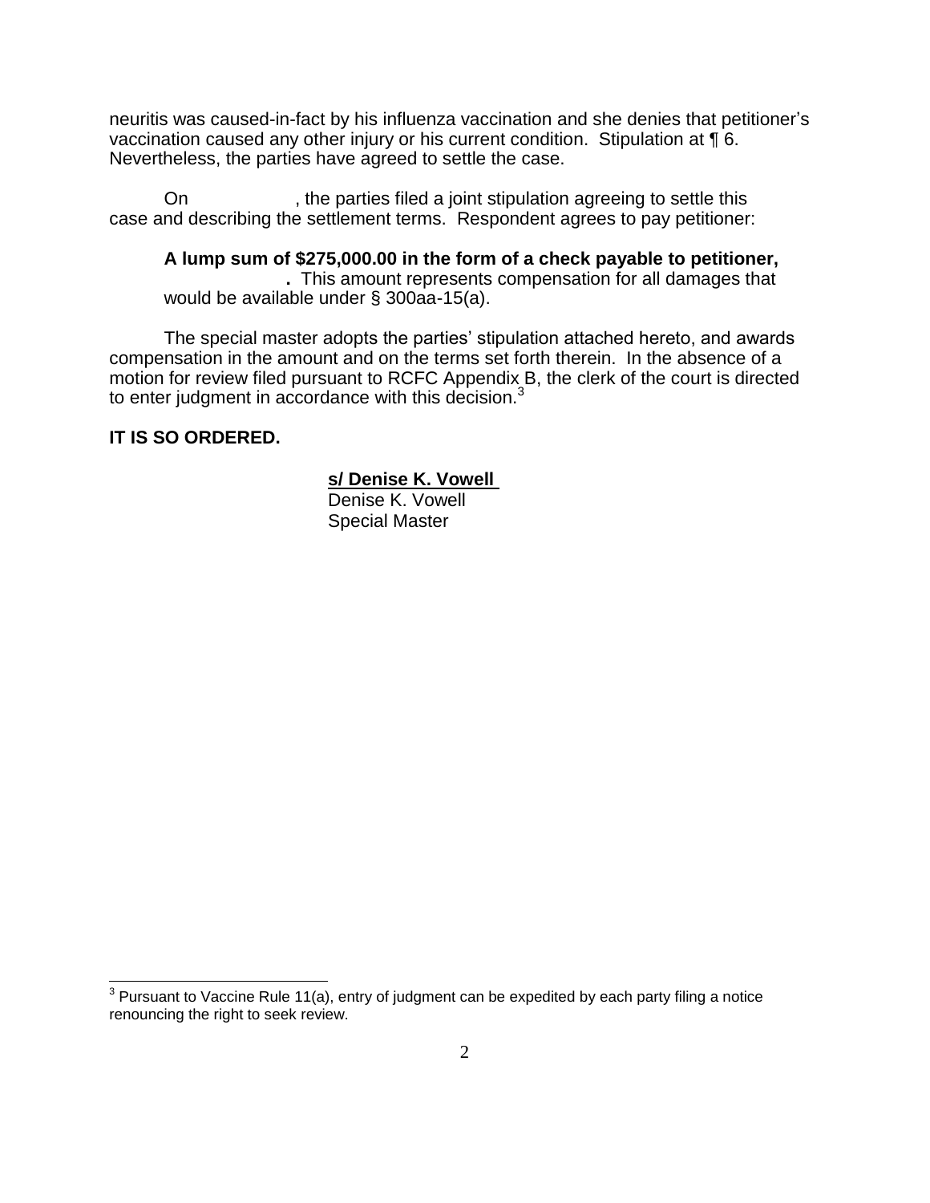neuritis was caused-in-fact by his influenza vaccination and she denies that petitioner's vaccination caused any other injury or his current condition. Stipulation at ¶ 6. Nevertheless, the parties have agreed to settle the case.

On , the parties filed a joint stipulation agreeing to settle this case and describing the settlement terms. Respondent agrees to pay petitioner:

> **A lump sum of $275,000.00 in the form of a check payable to petitioner, .** This amount represents compensation for all damages that would be available under § 300aa-15(a).

The special master adopts the parties' stipulation attached hereto, and awards compensation in the amount and on the terms set forth therein. In the absence of a motion for review filed pursuant to RCFC Appendix B, the clerk of the court is directed to enter judgment in accordance with this decision.[3]

**IT IS SO ORDERED.**

**s/ Denise K. Vowell**
Denise K. Vowell
Special Master

---

[3] Pursuant to Vaccine Rule 11(a), entry of judgment can be expedited by each party filing a notice renouncing the right to seek review.